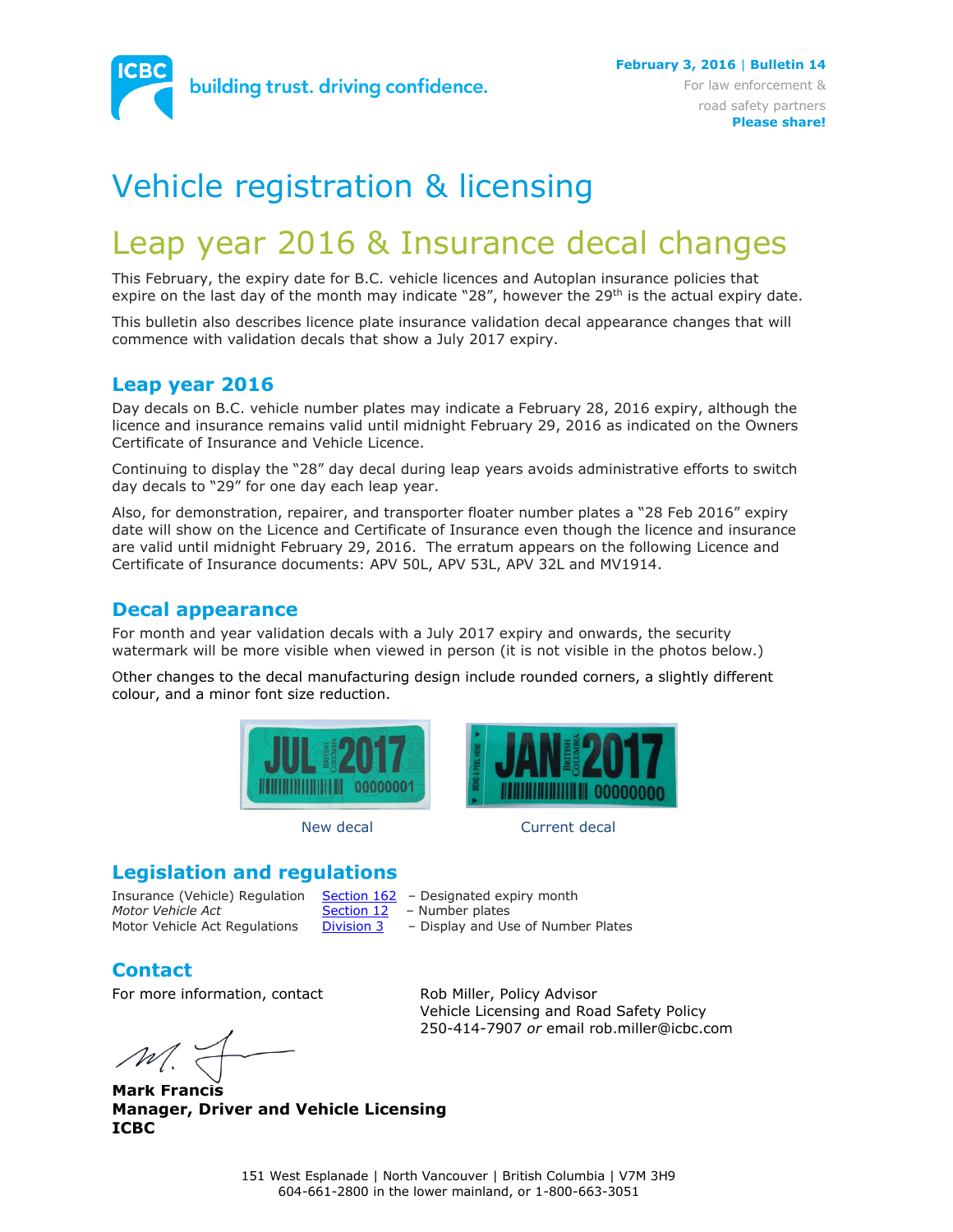February 3, 2016 | Bulletin 14
For law enforcement & road safety partners
**Please share!**

# Vehicle registration & licensing

## Leap year 2016 & Insurance decal changes

This February, the expiry date for B.C. vehicle licences and Autoplan insurance policies that expire on the last day of the month may indicate "28", however the 29th is the actual expiry date.

This bulletin also describes licence plate insurance validation decal appearance changes that will commence with validation decals that show a July 2017 expiry.

### Leap year 2016

Day decals on B.C. vehicle number plates may indicate a February 28, 2016 expiry, although the licence and insurance remains valid until midnight February 29, 2016 as indicated on the Owners Certificate of Insurance and Vehicle Licence.

Continuing to display the "28" day decal during leap years avoids administrative efforts to switch day decals to "29" for one day each leap year.

Also, for demonstration, repairer, and transporter floater number plates a "28 Feb 2016" expiry date will show on the Licence and Certificate of Insurance even though the licence and insurance are valid until midnight February 29, 2016. The erratum appears on the following Licence and Certificate of Insurance documents: APV 50L, APV 53L, APV 32L and MV1914.

### Decal appearance

For month and year validation decals with a July 2017 expiry and onwards, the security watermark will be more visible when viewed in person (it is not visible in the photos below.)

Other changes to the decal manufacturing design include rounded corners, a slightly different colour, and a minor font size reduction.

New decal

Current decal

### Legislation and regulations

| | | |
|---|---|---|
| Insurance (Vehicle) Regulation | Section 162 | – Designated expiry month |
| *Motor Vehicle Act* | Section 12 | – Number plates |
| Motor Vehicle Act Regulations | Division 3 | – Display and Use of Number Plates |

### Contact

For more information, contact

Rob Miller, Policy Advisor
Vehicle Licensing and Road Safety Policy
250-414-7907 *or* email rob.miller@icbc.com

**Mark Francis**
**Manager, Driver and Vehicle Licensing**
**ICBC**

151 West Esplanade | North Vancouver | British Columbia | V7M 3H9
604-661-2800 in the lower mainland, or 1-800-663-3051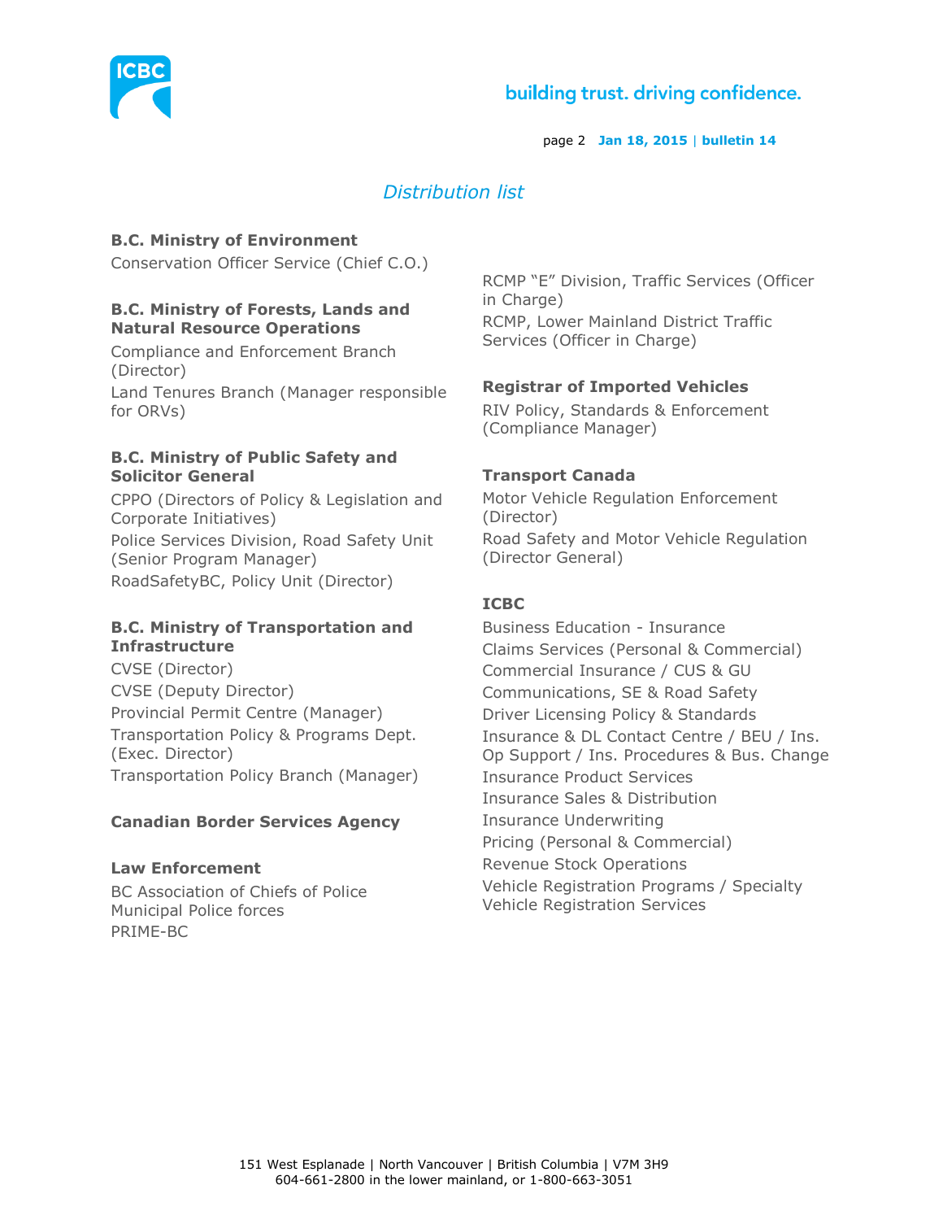## Distribution list

**B.C. Ministry of Environment**

Conservation Officer Service (Chief C.O.)

**B.C. Ministry of Forests, Lands and Natural Resource Operations**

Compliance and Enforcement Branch (Director)

Land Tenures Branch (Manager responsible for ORVs)

**B.C. Ministry of Public Safety and Solicitor General**

CPPO (Directors of Policy & Legislation and Corporate Initiatives)

Police Services Division, Road Safety Unit (Senior Program Manager)

RoadSafetyBC, Policy Unit (Director)

**B.C. Ministry of Transportation and Infrastructure**

CVSE (Director)

CVSE (Deputy Director)

Provincial Permit Centre (Manager)

Transportation Policy & Programs Dept. (Exec. Director)

Transportation Policy Branch (Manager)

**Canadian Border Services Agency**

**Law Enforcement**

BC Association of Chiefs of Police

Municipal Police forces

PRIME-BC

RCMP "E" Division, Traffic Services (Officer in Charge)

RCMP, Lower Mainland District Traffic Services (Officer in Charge)

**Registrar of Imported Vehicles**

RIV Policy, Standards & Enforcement (Compliance Manager)

**Transport Canada**

Motor Vehicle Regulation Enforcement (Director)

Road Safety and Motor Vehicle Regulation (Director General)

**ICBC**

Business Education - Insurance

Claims Services (Personal & Commercial)

Commercial Insurance / CUS & GU

Communications, SE & Road Safety

Driver Licensing Policy & Standards

Insurance & DL Contact Centre / BEU / Ins. Op Support / Ins. Procedures & Bus. Change

Insurance Product Services

Insurance Sales & Distribution

Insurance Underwriting

Pricing (Personal & Commercial)

Revenue Stock Operations

Vehicle Registration Programs / Specialty Vehicle Registration Services